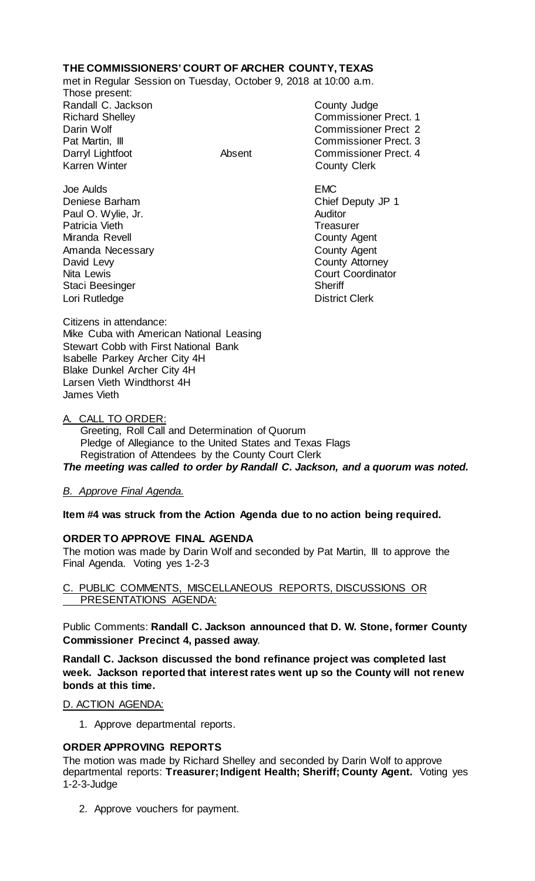**THE COMMISSIONERS' COURT OF ARCHER COUNTY, TEXAS**

met in Regular Session on Tuesday, October 9, 2018 at 10:00 a.m.

Those present:

| | | |
|---|---|---|
| Randall C. Jackson | | County Judge |
| Richard Shelley | | Commissioner Prect. 1 |
| Darin Wolf | | Commissioner Prect 2 |
| Pat Martin, III | | Commissioner Prect. 3 |
| Darryl Lightfoot | Absent | Commissioner Prect. 4 |
| Karren Winter | | County Clerk |
| | | |
| Joe Aulds | | EMC |
| Deniese Barham | | Chief Deputy JP 1 |
| Paul O. Wylie, Jr. | | Auditor |
| Patricia Vieth | | Treasurer |
| Miranda Revell | | County Agent |
| Amanda Necessary | | County Agent |
| David Levy | | County Attorney |
| Nita Lewis | | Court Coordinator |
| Staci Beesinger | | Sheriff |
| Lori Rutledge | | District Clerk |

Citizens in attendance:
Mike Cuba with American National Leasing
Stewart Cobb with First National Bank
Isabelle Parkey Archer City 4H
Blake Dunkel Archer City 4H
Larsen Vieth Windthorst 4H
James Vieth

A. CALL TO ORDER:
Greeting, Roll Call and Determination of Quorum
Pledge of Allegiance to the United States and Texas Flags
Registration of Attendees by the County Court Clerk
***The meeting was called to order by Randall C. Jackson, and a quorum was noted.***

*B. Approve Final Agenda.*

**Item #4 was struck from the Action Agenda due to no action being required.**

**ORDER TO APPROVE FINAL AGENDA**
The motion was made by Darin Wolf and seconded by Pat Martin, III to approve the Final Agenda. Voting yes 1-2-3

C. PUBLIC COMMENTS, MISCELLANEOUS REPORTS, DISCUSSIONS OR PRESENTATIONS AGENDA:

Public Comments: **Randall C. Jackson announced that D. W. Stone, former County Commissioner Precinct 4, passed away**.

**Randall C. Jackson discussed the bond refinance project was completed last week. Jackson reported that interest rates went up so the County will not renew bonds at this time.**

D. ACTION AGENDA:

1. Approve departmental reports.

**ORDER APPROVING REPORTS**
The motion was made by Richard Shelley and seconded by Darin Wolf to approve departmental reports: **Treasurer; Indigent Health; Sheriff; County Agent.** Voting yes 1-2-3-Judge

2. Approve vouchers for payment.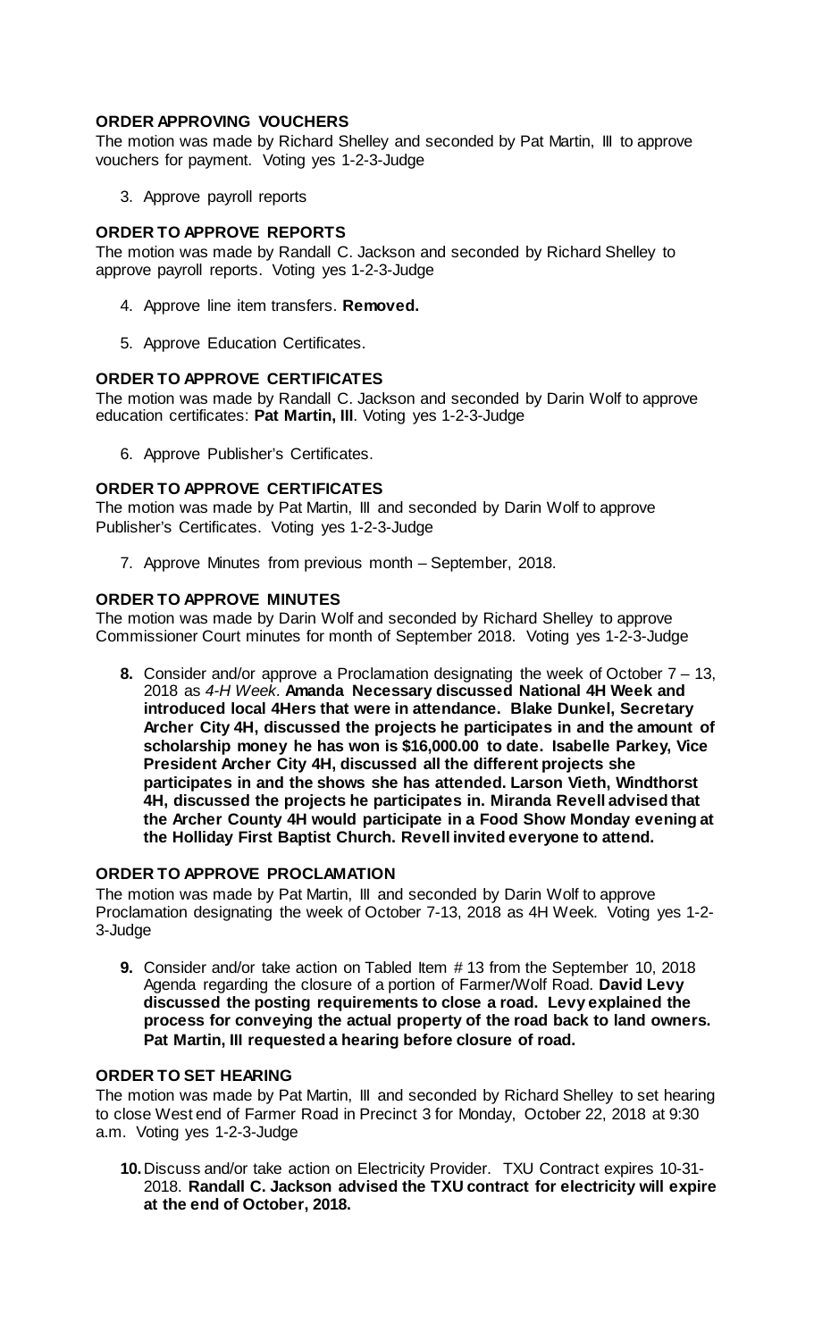**ORDER APPROVING VOUCHERS**

The motion was made by Richard Shelley and seconded by Pat Martin, III to approve vouchers for payment. Voting yes 1-2-3-Judge

3. Approve payroll reports

**ORDER TO APPROVE REPORTS**

The motion was made by Randall C. Jackson and seconded by Richard Shelley to approve payroll reports. Voting yes 1-2-3-Judge

4. Approve line item transfers. **Removed.**

5. Approve Education Certificates.

**ORDER TO APPROVE CERTIFICATES**

The motion was made by Randall C. Jackson and seconded by Darin Wolf to approve education certificates: **Pat Martin, III**. Voting yes 1-2-3-Judge

6. Approve Publisher's Certificates.

**ORDER TO APPROVE CERTIFICATES**

The motion was made by Pat Martin, III and seconded by Darin Wolf to approve Publisher's Certificates. Voting yes 1-2-3-Judge

7. Approve Minutes from previous month – September, 2018.

**ORDER TO APPROVE MINUTES**

The motion was made by Darin Wolf and seconded by Richard Shelley to approve Commissioner Court minutes for month of September 2018. Voting yes 1-2-3-Judge

**8.** Consider and/or approve a Proclamation designating the week of October 7 – 13, 2018 as *4-H Week.* **Amanda Necessary discussed National 4H Week and introduced local 4Hers that were in attendance. Blake Dunkel, Secretary Archer City 4H, discussed the projects he participates in and the amount of scholarship money he has won is $16,000.00 to date. Isabelle Parkey, Vice President Archer City 4H, discussed all the different projects she participates in and the shows she has attended. Larson Vieth, Windthorst 4H, discussed the projects he participates in. Miranda Revell advised that the Archer County 4H would participate in a Food Show Monday evening at the Holliday First Baptist Church. Revell invited everyone to attend.**

**ORDER TO APPROVE PROCLAMATION**

The motion was made by Pat Martin, III and seconded by Darin Wolf to approve Proclamation designating the week of October 7-13, 2018 as 4H Week. Voting yes 1-2-3-Judge

**9.** Consider and/or take action on Tabled Item # 13 from the September 10, 2018 Agenda regarding the closure of a portion of Farmer/Wolf Road. **David Levy discussed the posting requirements to close a road. Levy explained the process for conveying the actual property of the road back to land owners. Pat Martin, III requested a hearing before closure of road.**

**ORDER TO SET HEARING**

The motion was made by Pat Martin, III and seconded by Richard Shelley to set hearing to close West end of Farmer Road in Precinct 3 for Monday, October 22, 2018 at 9:30 a.m. Voting yes 1-2-3-Judge

**10.** Discuss and/or take action on Electricity Provider. TXU Contract expires 10-31-2018. **Randall C. Jackson advised the TXU contract for electricity will expire at the end of October, 2018.**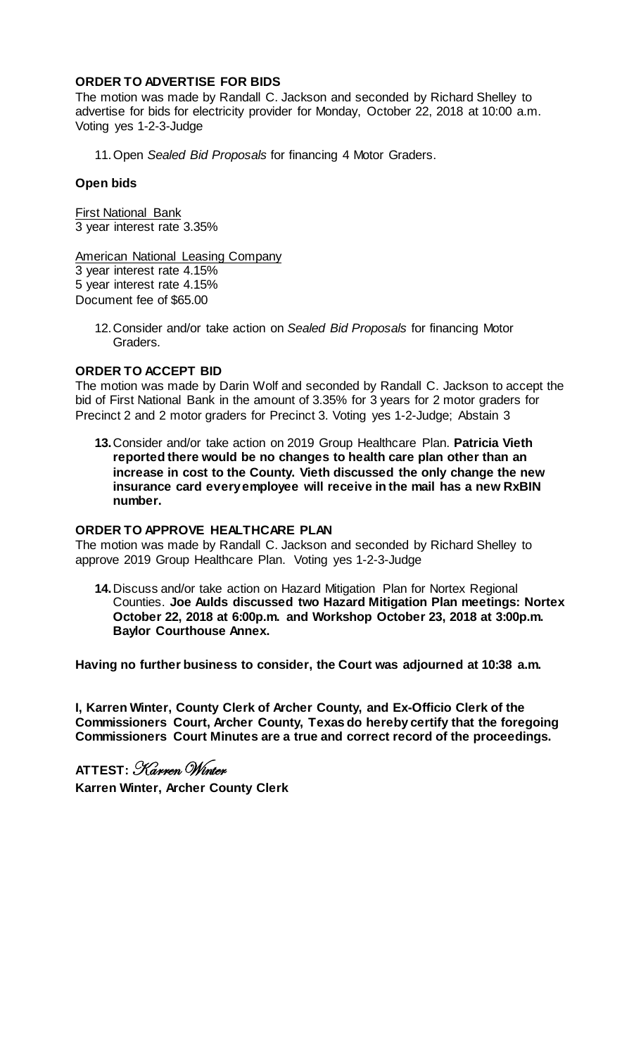**ORDER TO ADVERTISE FOR BIDS**
The motion was made by Randall C. Jackson and seconded by Richard Shelley to advertise for bids for electricity provider for Monday, October 22, 2018 at 10:00 a.m. Voting yes 1-2-3-Judge

11. Open *Sealed Bid Proposals* for financing 4 Motor Graders.

**Open bids**

First National Bank
3 year interest rate 3.35%

American National Leasing Company
3 year interest rate 4.15%
5 year interest rate 4.15%
Document fee of $65.00

12. Consider and/or take action on *Sealed Bid Proposals* for financing Motor Graders.

**ORDER TO ACCEPT BID**
The motion was made by Darin Wolf and seconded by Randall C. Jackson to accept the bid of First National Bank in the amount of 3.35% for 3 years for 2 motor graders for Precinct 2 and 2 motor graders for Precinct 3. Voting yes 1-2-Judge; Abstain 3

**13.** Consider and/or take action on 2019 Group Healthcare Plan. **Patricia Vieth reported there would be no changes to health care plan other than an increase in cost to the County. Vieth discussed the only change the new insurance card every employee will receive in the mail has a new RxBIN number.**

**ORDER TO APPROVE HEALTHCARE PLAN**
The motion was made by Randall C. Jackson and seconded by Richard Shelley to approve 2019 Group Healthcare Plan. Voting yes 1-2-3-Judge

**14.** Discuss and/or take action on Hazard Mitigation Plan for Nortex Regional Counties. **Joe Aulds discussed two Hazard Mitigation Plan meetings: Nortex October 22, 2018 at 6:00p.m. and Workshop October 23, 2018 at 3:00p.m. Baylor Courthouse Annex.**

**Having no further business to consider, the Court was adjourned at 10:38 a.m.**

**I, Karren Winter, County Clerk of Archer County, and Ex-Officio Clerk of the Commissioners Court, Archer County, Texas do hereby certify that the foregoing Commissioners Court Minutes are a true and correct record of the proceedings.**

**ATTEST:** *Karren Winter*
**Karren Winter, Archer County Clerk**